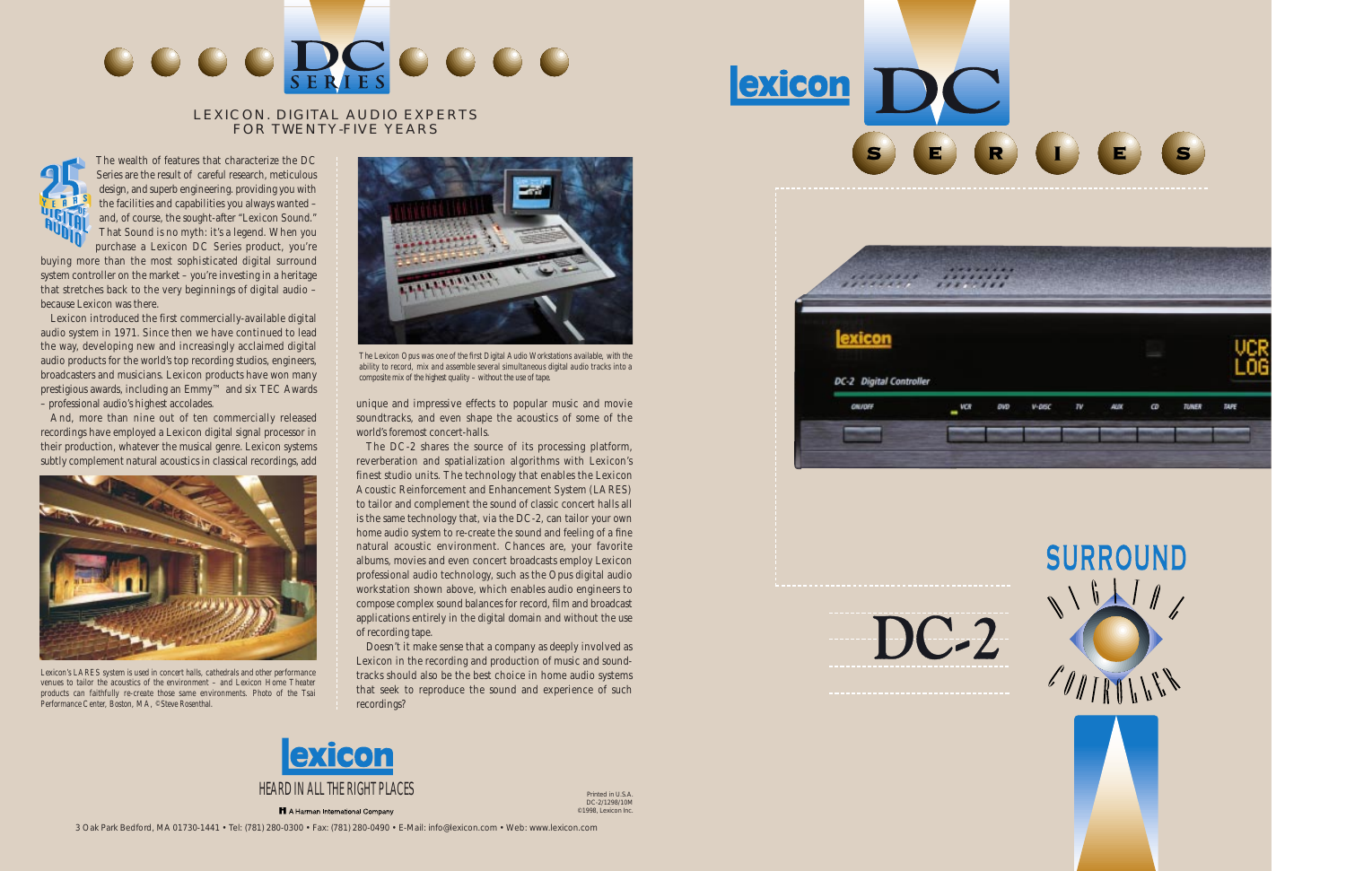# DC SERIES

## LEXICON. DIGITAL AUDIO EXPERTS FOR TWENTY-FIVE YEARS

The wealth of features that characterize the DC Series are the result of careful research, meticulous design, and superb engineering. providing you with the facilities and capabilities you always wanted – and, of course, the sought-after "Lexicon Sound." That Sound is no myth: it's a legend. When you purchase a Lexicon DC Series product, you're buying more than the most sophisticated digital surround system controller on the market – you're investing in a heritage that stretches back to the very beginnings of digital audio – because Lexicon was there.

Lexicon introduced the first commercially-available digital audio system in 1971. Since then we have continued to lead the way, developing new and increasingly acclaimed digital audio products for the world's top recording studios, engineers, broadcasters and musicians. Lexicon products have won many prestigious awards, including an Emmy™ and six TEC Awards – professional audio's highest accolades.

And, more than nine out of ten commercially released recordings have employed a Lexicon digital signal processor in their production, whatever the musical genre. Lexicon systems subtly complement natural acoustics in classical recordings, add unique and impressive effects to popular music and movie soundtracks, and even shape the acoustics of some of the world's foremost concert-halls.

Lexicon's LARES system is used in concert halls, cathedrals and other performance venues to tailor the acoustics of the environment – and Lexicon Home Theater products can faithfully re-create those same environments. Photo of the Tsai Performance Center, Boston, MA, ©Steve Rosenthal.

The Lexicon Opus was one of the first Digital Audio Workstations available, with the ability to record, mix and assemble several simultaneous digital audio tracks into a composite mix of the highest quality – without the use of tape.

The DC-2 shares the source of its processing platform, reverberation and spatialization algorithms with Lexicon's finest studio units. The technology that enables the Lexicon Acoustic Reinforcement and Enhancement System (LARES) to tailor and complement the sound of classic concert halls all is the same technology that, via the DC-2, can tailor your own home audio system to re-create the sound and feeling of a fine natural acoustic environment. Chances are, your favorite albums, movies and even concert broadcasts employ Lexicon professional audio technology, such as the Opus digital audio workstation shown above, which enables audio engineers to compose complex sound balances for record, film and broadcast applications entirely in the digital domain and without the use of recording tape.

Doesn't it make sense that a company as deeply involved as Lexicon in the recording and production of music and soundtracks should also be the best choice in home audio systems that seek to reproduce the sound and experience of such recordings?

**lexicon**
HEARD IN ALL THE RIGHT PLACES
A Harman International Company

Printed in U.S.A.
DC-2/1298/10M
©1998, Lexicon Inc.

3 Oak Park Bedford, MA 01730-1441 • Tel: (781) 280-0300 • Fax: (781) 280-0490 • E-Mail: info@lexicon.com • Web: www.lexicon.com

# lexicon DC SERIES

# DC-2

## SURROUND DIGITAL CONTROLLER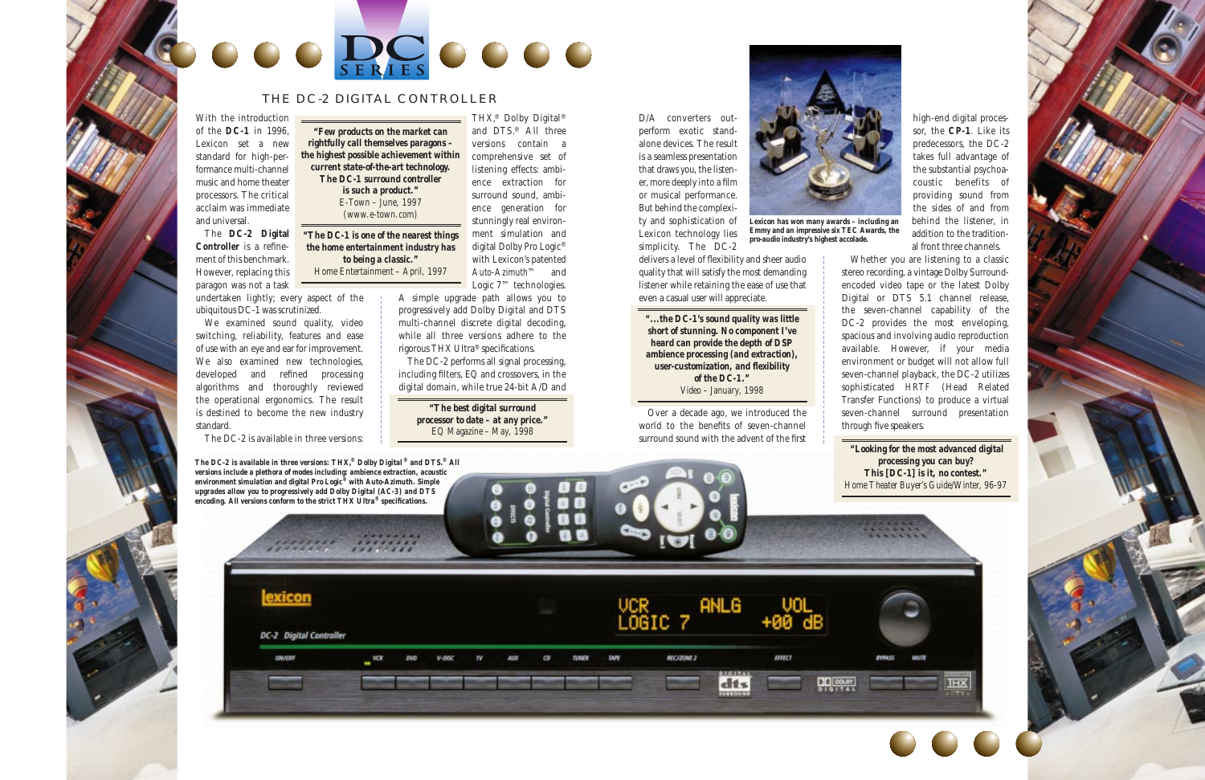# THE DC-2 DIGITAL CONTROLLER

With the introduction of the **DC-1** in 1996, Lexicon set a new standard for high-performance multi-channel music and home theater processors. The critical acclaim was immediate and universal.

The **DC-2 Digital Controller** is a refinement of this benchmark. However, replacing this paragon was not a task undertaken lightly; every aspect of the ubiquitous DC-1 was scrutinized.

We examined sound quality, video switching, reliability, features and ease of use with an eye and ear for improvement. We also examined new technologies, developed and refined processing algorithms and thoroughly reviewed the operational ergonomics. The result is destined to become the new industry standard.

The DC-2 is available in three versions: THX,® Dolby Digital® and DTS.® All three versions contain a comprehensive set of listening effects: ambience extraction for surround sound, ambience generation for stunningly real environment simulation and digital Dolby Pro Logic® with Lexicon's patented Auto-Azimuth™ and Logic 7™ technologies.

> **"Few products on the market can rightfully call themselves paragons – the highest possible achievement within current state-of-the-art technology. The DC-1 surround controller is such a product."**
> *E-Town – June, 1997 (www.e-town.com)*

> **"The DC-1 is one of the nearest things the home entertainment industry has to being a classic."**
> *Home Entertainment – April, 1997*

A simple upgrade path allows you to progressively add Dolby Digital and DTS multi-channel discrete digital decoding, while all three versions adhere to the rigorous THX Ultra® specifications.

The DC-2 performs all signal processing, including filters, EQ and crossovers, in the digital domain, while true 24-bit A/D and D/A converters outperform exotic standalone devices. The result is a seamless presentation that draws you, the listener, more deeply into a film or musical performance. But behind the complexity and sophistication of Lexicon technology lies simplicity. The DC-2 delivers a level of flexibility and sheer audio quality that will satisfy the most demanding listener while retaining the ease of use that even a casual user will appreciate.

> **"The best digital surround processor to date – at any price."**
> *EQ Magazine – May, 1998*

**Lexicon has won many awards – including an Emmy and an impressive six TEC Awards, the pro-audio industry's highest accolade.**

> **"...the DC-1's sound quality was little short of stunning. No component I've heard can provide the depth of DSP ambience processing (and extraction), user-customization, and flexibility of the DC-1."**
> *Video – January, 1998*

Over a decade ago, we introduced the world to the benefits of seven-channel surround sound with the advent of the first high-end digital processor, the **CP-1**. Like its predecessors, the DC-2 takes full advantage of the substantial psychoacoustic benefits of providing sound from the sides of and from behind the listener, in addition to the traditional front three channels.

Whether you are listening to a classic stereo recording, a vintage Dolby Surround-encoded video tape or the latest Dolby Digital or DTS 5.1 channel release, the seven-channel capability of the DC-2 provides the most enveloping, spacious and involving audio reproduction available. However, if your media environment or budget will not allow full seven-channel playback, the DC-2 utilizes sophisticated HRTF (Head Related Transfer Functions) to produce a virtual seven-channel surround presentation through five speakers.

> **"Looking for the most advanced digital processing you can buy? This [DC-1] is it, no contest."**
> *Home Theater Buyer's Guide/Winter, 96-97*

**The DC-2 is available in three versions: THX,® Dolby Digital® and DTS.® All versions include a plethora of modes including: ambience extraction, acoustic environment simulation and digital Pro Logic® with Auto-Azimuth. Simple upgrades allow you to progressively add Dolby Digital (AC-3) and DTS encoding. All versions conform to the strict THX Ultra® specifications.**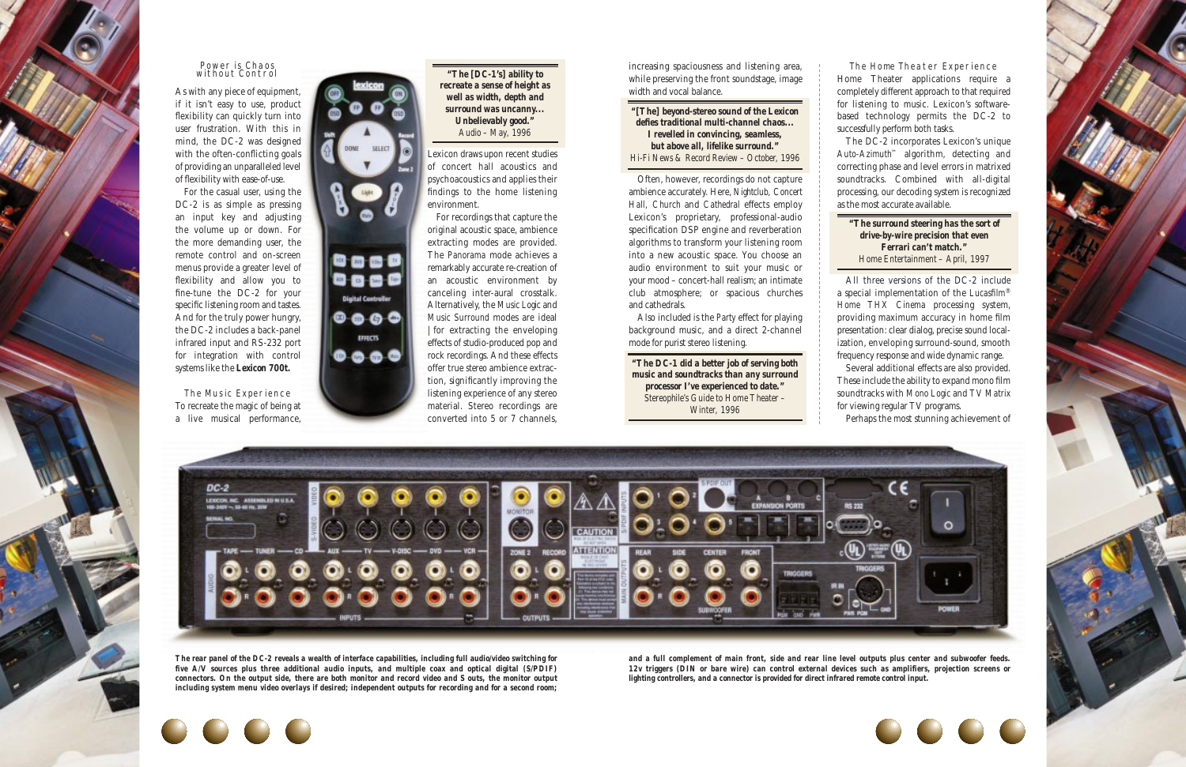### Power is Chaos without Control

As with any piece of equipment, if it isn't easy to use, product flexibility can quickly turn into user frustration. With this in mind, the DC-2 was designed with the often-conflicting goals of providing an unparalleled level of flexibility with ease-of-use.

For the casual user, using the DC-2 is as simple as pressing an input key and adjusting the volume up or down. For the more demanding user, the remote control and on-screen menus provide a greater level of flexibility and allow you to fine-tune the DC-2 for your specific listening room and tastes. And for the truly power hungry, the DC-2 includes a back-panel infrared input and RS-232 port for integration with control systems like the **Lexicon 700t.**

### The Music Experience

To recreate the magic of being at a live musical performance, Lexicon draws upon recent studies of concert hall acoustics and psychoacoustics and applies their findings to the home listening environment.

> **"The [DC-1's] ability to recreate a sense of height as well as width, depth and surround was uncanny... Unbelievably good."**
> *Audio – May, 1996*

For recordings that capture the original acoustic space, ambience extracting modes are provided. The *Panorama* mode achieves a remarkably accurate re-creation of an acoustic environment by canceling inter-aural crosstalk. Alternatively, the *Music Logic* and *Music Surround* modes are ideal for extracting the enveloping effects of studio-produced pop and rock recordings. And these effects offer true stereo ambience extraction, significantly improving the listening experience of any stereo material. Stereo recordings are converted into 5 or 7 channels, increasing spaciousness and listening area, while preserving the front soundstage, image width and vocal balance.

> **"[The] beyond-stereo sound of the Lexicon defies traditional multi-channel chaos... I revelled in convincing, seamless, but above all, lifelike surround."**
> *Hi-Fi News & Record Review – October, 1996*

Often, however, recordings do not capture ambience accurately. Here, *Nightclub, Concert Hall, Church* and *Cathedral* effects employ Lexicon's proprietary, professional-audio specification DSP engine and reverberation algorithms to transform your listening room into a new acoustic space. You choose an audio environment to suit your music or your mood – concert-hall realism; an intimate club atmosphere; or spacious churches and cathedrals.

Also included is the Party effect for playing background music, and a direct 2-channel mode for purist stereo listening.

> **"The DC-1 did a better job of serving both music and soundtracks than any surround processor I've experienced to date."**
> *Stereophile's Guide to Home Theater – Winter, 1996*

### The Home Theater Experience

Home Theater applications require a completely different approach to that required for listening to music. Lexicon's software-based technology permits the DC-2 to successfully perform both tasks.

The DC-2 incorporates Lexicon's unique Auto-Azimuth™ algorithm, detecting and correcting phase and level errors in matrixed soundtracks. Combined with all-digital processing, our decoding system is recognized as the most accurate available.

> **"The surround steering has the sort of drive-by-wire precision that even Ferrari can't match."**
> *Home Entertainment – April, 1997*

All three versions of the DC-2 include a special implementation of the Lucasfilm® Home THX Cinema processing system, providing maximum accuracy in home film presentation: clear dialog, precise sound localization, enveloping surround-sound, smooth frequency response and wide dynamic range.

Several additional effects are also provided. These include the ability to expand mono film soundtracks with *Mono Logic* and *TV Matrix* for viewing regular TV programs.

Perhaps the most stunning achievement of

**The rear panel of the DC-2 reveals a wealth of interface capabilities, including full audio/video switching for five A/V sources plus three additional audio inputs, and multiple coax and optical digital (S/PDIF) connectors. On the output side, there are both monitor and record video and S outs, the monitor output including system menu video overlays if desired; independent outputs for recording and for a second room; and a full complement of main front, side and rear line level outputs plus center and subwoofer feeds. 12v triggers (DIN or bare wire) can control external devices such as amplifiers, projection screens or lighting controllers, and a connector is provided for direct infrared remote control input.**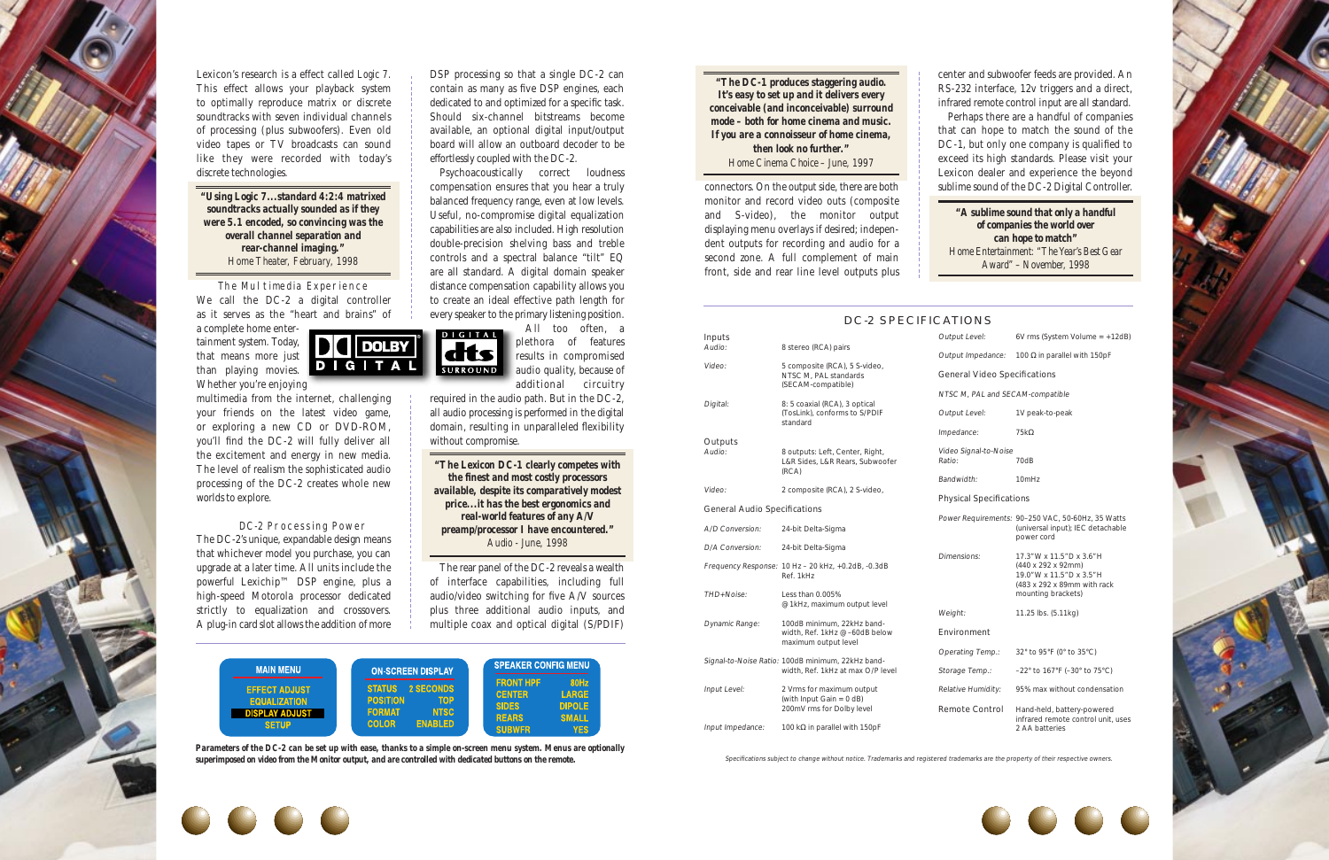Lexicon's research is a effect called Logic 7. This effect allows your playback system to optimally reproduce matrix or discrete soundtracks with seven individual channels of processing (plus subwoofers). Even old video tapes or TV broadcasts can sound like they were recorded with today's discrete technologies.

> **"Using Logic 7…standard 4:2:4 matrixed soundtracks actually sounded as if they were 5.1 encoded, so convincing was the overall channel separation and rear-channel imaging."**
> *Home Theater, February, 1998*

### The Multimedia Experience

We call the DC-2 a digital controller as it serves as the "heart and brains" of a complete home entertainment system. Today, that means more just than playing movies. Whether you're enjoying multimedia from the internet, challenging your friends on the latest video game, or exploring a new CD or DVD-ROM, you'll find the DC-2 will fully deliver all the excitement and energy in new media. The level of realism the sophisticated audio processing of the DC-2 creates whole new worlds to explore.

### DC-2 Processing Power

The DC-2's unique, expandable design means that whichever model you purchase, you can upgrade at a later time. All units include the powerful Lexichip™ DSP engine, plus a high-speed Motorola processor dedicated strictly to equalization and crossovers. A plug-in card slot allows the addition of more DSP processing so that a single DC-2 can contain as many as five DSP engines, each dedicated to and optimized for a specific task. Should six-channel bitstreams become available, an optional digital input/output board will allow an outboard decoder to be effortlessly coupled with the DC-2.

Psychoacoustically correct loudness compensation ensures that you hear a truly balanced frequency range, even at low levels. Useful, no-compromise digital equalization capabilities are also included. High resolution double-precision shelving bass and treble controls and a spectral balance "tilt" EQ are all standard. A digital domain speaker distance compensation capability allows you to create an ideal effective path length for every speaker to the primary listening position.

All too often, a plethora of features results in compromised audio quality, because of additional circuitry required in the audio path. But in the DC-2, all audio processing is performed in the digital domain, resulting in unparalleled flexibility without compromise.

> **"The Lexicon DC-1 clearly competes with the finest and most costly processors available, despite its comparatively modest price…it has the best ergonomics and real-world features of any A/V preamp/processor I have encountered."**
> *Audio - June, 1998*

The rear panel of the DC-2 reveals a wealth of interface capabilities, including full audio/video switching for five A/V sources plus three additional audio inputs, and multiple coax and optical digital (S/PDIF) connectors. On the output side, there are both monitor and record video outs (composite and S-video), the monitor output displaying menu overlays if desired; independent outputs for recording and audio for a second zone. A full complement of main front, side and rear line level outputs plus center and subwoofer feeds are provided. An RS-232 interface, 12v triggers and a direct, infrared remote control input are all standard.

Perhaps there are a handful of companies that can hope to match the sound of the DC-1, but only one company is qualified to exceed its high standards. Please visit your Lexicon dealer and experience the beyond sublime sound of the DC-2 Digital Controller.

> **"The DC-1 produces staggering audio. It's easy to set up and it delivers every conceivable (and inconceivable) surround mode – both for home cinema and music. If you are a connoisseur of home cinema, then look no further."**
> *Home Cinema Choice – June, 1997*

> **"A sublime sound that only a handful of companies the world over can hope to match"**
> *Home Entertainment: "The Year's Best Gear Award" – November, 1998*

MAIN MENU: EFFECT ADJUST, EQUALIZATION, DISPLAY ADJUST, SETUP

ON-SCREEN DISPLAY: STATUS 2 SECONDS, POSITION TOP, FORMAT NTSC, COLOR ENABLED

SPEAKER CONFIG MENU: FRONT HPF 80Hz, CENTER LARGE, SIDES DIPOLE, REARS SMALL, SUBWFR YES

**Parameters of the DC-2 can be set up with ease, thanks to a simple on-screen menu system. Menus are optionally superimposed on video from the Monitor output, and are controlled with dedicated buttons on the remote.**

## DC-2 SPECIFICATIONS

### Inputs

| | |
|---|---|
| *Audio:* | 8 stereo (RCA) pairs |
| *Video:* | 5 composite (RCA), 5 S-video, NTSC M, PAL standards (SECAM-compatible) |
| *Digital:* | 8: 5 coaxial (RCA), 3 optical (TosLink), conforms to S/PDIF standard |

### Outputs

| | |
|---|---|
| *Audio:* | 8 outputs: Left, Center, Right, L&R Sides, L&R Rears, Subwoofer (RCA) |
| *Video:* | 2 composite (RCA), 2 S-video, |

### General Audio Specifications

| | |
|---|---|
| *A/D Conversion:* | 24-bit Delta-Sigma |
| *D/A Conversion:* | 24-bit Delta-Sigma |
| *Frequency Response:* | 10 Hz – 20 kHz, +0.2dB, -0.3dB Ref. 1kHz |
| *THD+Noise:* | Less than 0.005% @ 1kHz, maximum output level |
| *Dynamic Range:* | 100dB minimum, 22kHz bandwidth, Ref. 1kHz @ –60dB below maximum output level |
| *Signal-to-Noise Ratio:* | 100dB minimum, 22kHz bandwidth, Ref. 1kHz at max O/P level |
| *Input Level:* | 2 Vrms for maximum output (with Input Gain = 0 dB) 200mV rms for Dolby level |
| *Input Impedance:* | 100 kΩ in parallel with 150pF |
| *Output Level:* | 6V rms (System Volume = +12dB) |
| *Output Impedance:* | 100 Ω in parallel with 150pF |

### General Video Specifications

*NTSC M, PAL and SECAM-compatible*

| | |
|---|---|
| *Output Level:* | 1V peak-to-peak |
| *Impedance:* | 75kΩ |
| *Video Signal-to-Noise Ratio:* | 70dB |
| *Bandwidth:* | 10mHz |

### Physical Specifications

| | |
|---|---|
| *Power Requirements:* | 90–250 VAC, 50-60Hz, 35 Watts (universal input); IEC detachable power cord |
| *Dimensions:* | 17.3"W x 11.5"D x 3.6"H (440 x 292 x 92mm) 19.0"W x 11.5"D x 3.5"H (483 x 292 x 89mm with rack mounting brackets) |
| *Weight:* | 11.25 lbs. (5.11kg) |

### Environment

| | |
|---|---|
| *Operating Temp.:* | 32° to 95°F (0° to 35°C) |
| *Storage Temp.:* | –22° to 167°F (–30° to 75°C) |
| *Relative Humidity:* | 95% max without condensation |

### Remote Control

Hand-held, battery-powered infrared remote control unit, uses 2 AA batteries

*Specifications subject to change without notice. Trademarks and registered trademarks are the property of their respective owners.*